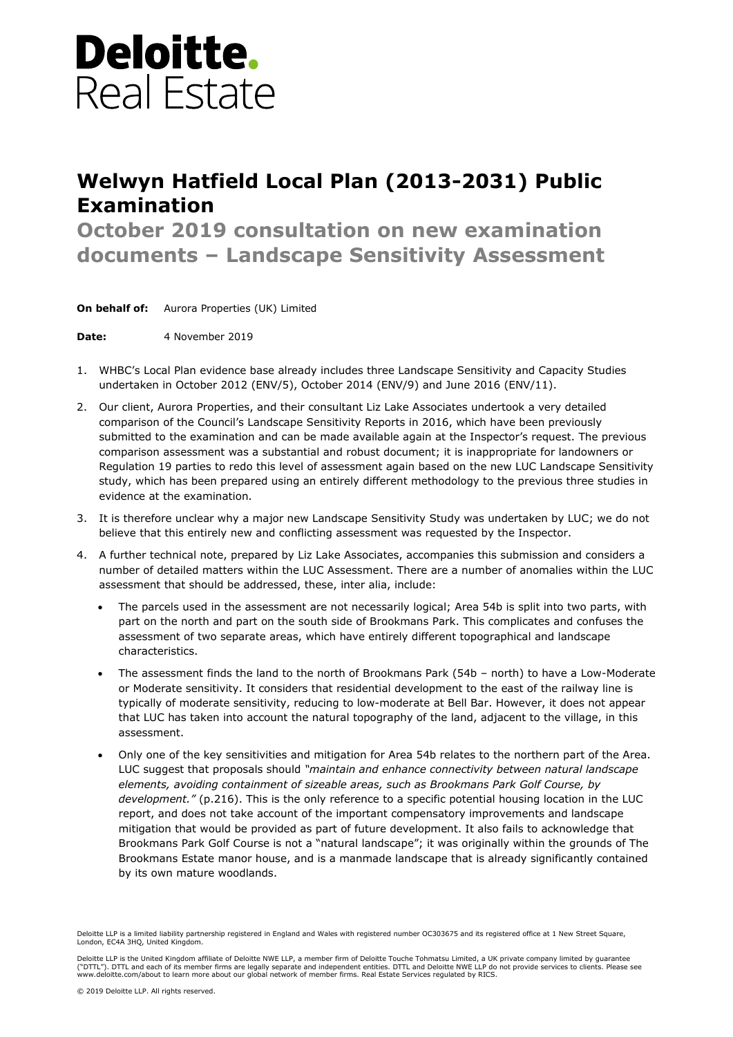# Deloitte.
Real Estate

## Welwyn Hatfield Local Plan (2013-2031) Public Examination

### October 2019 consultation on new examination documents – Landscape Sensitivity Assessment

**On behalf of:** Aurora Properties (UK) Limited

**Date:** 4 November 2019

1. WHBC's Local Plan evidence base already includes three Landscape Sensitivity and Capacity Studies undertaken in October 2012 (ENV/5), October 2014 (ENV/9) and June 2016 (ENV/11).
2. Our client, Aurora Properties, and their consultant Liz Lake Associates undertook a very detailed comparison of the Council's Landscape Sensitivity Reports in 2016, which have been previously submitted to the examination and can be made available again at the Inspector's request. The previous comparison assessment was a substantial and robust document; it is inappropriate for landowners or Regulation 19 parties to redo this level of assessment again based on the new LUC Landscape Sensitivity study, which has been prepared using an entirely different methodology to the previous three studies in evidence at the examination.
3. It is therefore unclear why a major new Landscape Sensitivity Study was undertaken by LUC; we do not believe that this entirely new and conflicting assessment was requested by the Inspector.
4. A further technical note, prepared by Liz Lake Associates, accompanies this submission and considers a number of detailed matters within the LUC Assessment. There are a number of anomalies within the LUC assessment that should be addressed, these, inter alia, include:
   - The parcels used in the assessment are not necessarily logical; Area 54b is split into two parts, with part on the north and part on the south side of Brookmans Park. This complicates and confuses the assessment of two separate areas, which have entirely different topographical and landscape characteristics.
   - The assessment finds the land to the north of Brookmans Park (54b – north) to have a Low-Moderate or Moderate sensitivity. It considers that residential development to the east of the railway line is typically of moderate sensitivity, reducing to low-moderate at Bell Bar. However, it does not appear that LUC has taken into account the natural topography of the land, adjacent to the village, in this assessment.
   - Only one of the key sensitivities and mitigation for Area 54b relates to the northern part of the Area. LUC suggest that proposals should *"maintain and enhance connectivity between natural landscape elements, avoiding containment of sizeable areas, such as Brookmans Park Golf Course, by development."* (p.216). This is the only reference to a specific potential housing location in the LUC report, and does not take account of the important compensatory improvements and landscape mitigation that would be provided as part of future development. It also fails to acknowledge that Brookmans Park Golf Course is not a "natural landscape"; it was originally within the grounds of The Brookmans Estate manor house, and is a manmade landscape that is already significantly contained by its own mature woodlands.

Deloitte LLP is a limited liability partnership registered in England and Wales with registered number OC303675 and its registered office at 1 New Street Square, London, EC4A 3HQ, United Kingdom.

Deloitte LLP is the United Kingdom affiliate of Deloitte NWE LLP, a member firm of Deloitte Touche Tohmatsu Limited, a UK private company limited by guarantee ("DTTL"). DTTL and each of its member firms are legally separate and independent entities. DTTL and Deloitte NWE LLP do not provide services to clients. Please see www.deloitte.com/about to learn more about our global network of member firms. Real Estate Services regulated by RICS.

© 2019 Deloitte LLP. All rights reserved.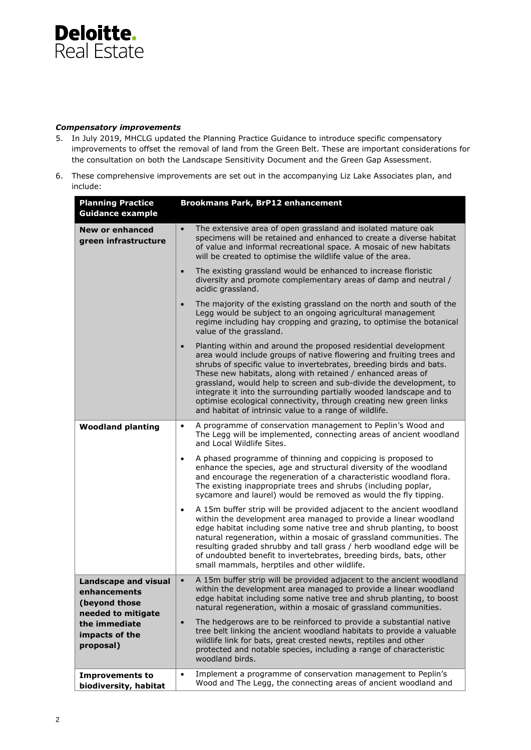### *Compensatory improvements*

5. In July 2019, MHCLG updated the Planning Practice Guidance to introduce specific compensatory improvements to offset the removal of land from the Green Belt. These are important considerations for the consultation on both the Landscape Sensitivity Document and the Green Gap Assessment.

6. These comprehensive improvements are set out in the accompanying Liz Lake Associates plan, and include:

| Planning Practice Guidance example | Brookmans Park, BrP12 enhancement |
|---|---|
| **New or enhanced green infrastructure** | • The extensive area of open grassland and isolated mature oak specimens will be retained and enhanced to create a diverse habitat of value and informal recreational space. A mosaic of new habitats will be created to optimise the wildlife value of the area.<br>• The existing grassland would be enhanced to increase floristic diversity and promote complementary areas of damp and neutral / acidic grassland.<br>• The majority of the existing grassland on the north and south of the Legg would be subject to an ongoing agricultural management regime including hay cropping and grazing, to optimise the botanical value of the grassland.<br>• Planting within and around the proposed residential development area would include groups of native flowering and fruiting trees and shrubs of specific value to invertebrates, breeding birds and bats. These new habitats, along with retained / enhanced areas of grassland, would help to screen and sub-divide the development, to integrate it into the surrounding partially wooded landscape and to optimise ecological connectivity, through creating new green links and habitat of intrinsic value to a range of wildlife. |
| **Woodland planting** | • A programme of conservation management to Peplin's Wood and The Legg will be implemented, connecting areas of ancient woodland and Local Wildlife Sites.<br>• A phased programme of thinning and coppicing is proposed to enhance the species, age and structural diversity of the woodland and encourage the regeneration of a characteristic woodland flora. The existing inappropriate trees and shrubs (including poplar, sycamore and laurel) would be removed as would the fly tipping.<br>• A 15m buffer strip will be provided adjacent to the ancient woodland within the development area managed to provide a linear woodland edge habitat including some native tree and shrub planting, to boost natural regeneration, within a mosaic of grassland communities. The resulting graded shrubby and tall grass / herb woodland edge will be of undoubted benefit to invertebrates, breeding birds, bats, other small mammals, herptiles and other wildlife. |
| **Landscape and visual enhancements (beyond those needed to mitigate the immediate impacts of the proposal)** | • A 15m buffer strip will be provided adjacent to the ancient woodland within the development area managed to provide a linear woodland edge habitat including some native tree and shrub planting, to boost natural regeneration, within a mosaic of grassland communities.<br>• The hedgerows are to be reinforced to provide a substantial native tree belt linking the ancient woodland habitats to provide a valuable wildlife link for bats, great crested newts, reptiles and other protected and notable species, including a range of characteristic woodland birds. |
| **Improvements to biodiversity, habitat** | • Implement a programme of conservation management to Peplin's Wood and The Legg, the connecting areas of ancient woodland and |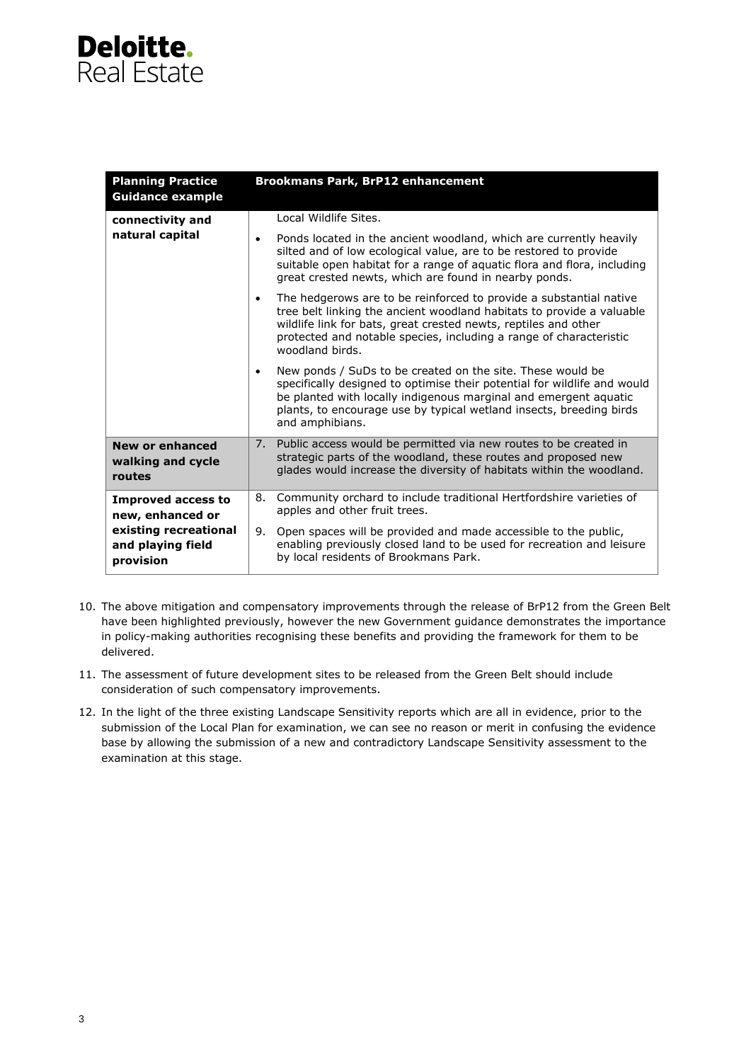| Planning Practice Guidance example | Brookmans Park, BrP12 enhancement |
| --- | --- |
| connectivity and natural capital | Local Wildlife Sites.<br>• Ponds located in the ancient woodland, which are currently heavily silted and of low ecological value, are to be restored to provide suitable open habitat for a range of aquatic flora and flora, including great crested newts, which are found in nearby ponds.<br>• The hedgerows are to be reinforced to provide a substantial native tree belt linking the ancient woodland habitats to provide a valuable wildlife link for bats, great crested newts, reptiles and other protected and notable species, including a range of characteristic woodland birds.<br>• New ponds / SuDs to be created on the site. These would be specifically designed to optimise their potential for wildlife and would be planted with locally indigenous marginal and emergent aquatic plants, to encourage use by typical wetland insects, breeding birds and amphibians. |
| **New or enhanced walking and cycle routes** | 7. Public access would be permitted via new routes to be created in strategic parts of the woodland, these routes and proposed new glades would increase the diversity of habitats within the woodland. |
| **Improved access to new, enhanced or existing recreational and playing field provision** | 8. Community orchard to include traditional Hertfordshire varieties of apples and other fruit trees.<br>9. Open spaces will be provided and made accessible to the public, enabling previously closed land to be used for recreation and leisure by local residents of Brookmans Park. |

10. The above mitigation and compensatory improvements through the release of BrP12 from the Green Belt have been highlighted previously, however the new Government guidance demonstrates the importance in policy-making authorities recognising these benefits and providing the framework for them to be delivered.
11. The assessment of future development sites to be released from the Green Belt should include consideration of such compensatory improvements.
12. In the light of the three existing Landscape Sensitivity reports which are all in evidence, prior to the submission of the Local Plan for examination, we can see no reason or merit in confusing the evidence base by allowing the submission of a new and contradictory Landscape Sensitivity assessment to the examination at this stage.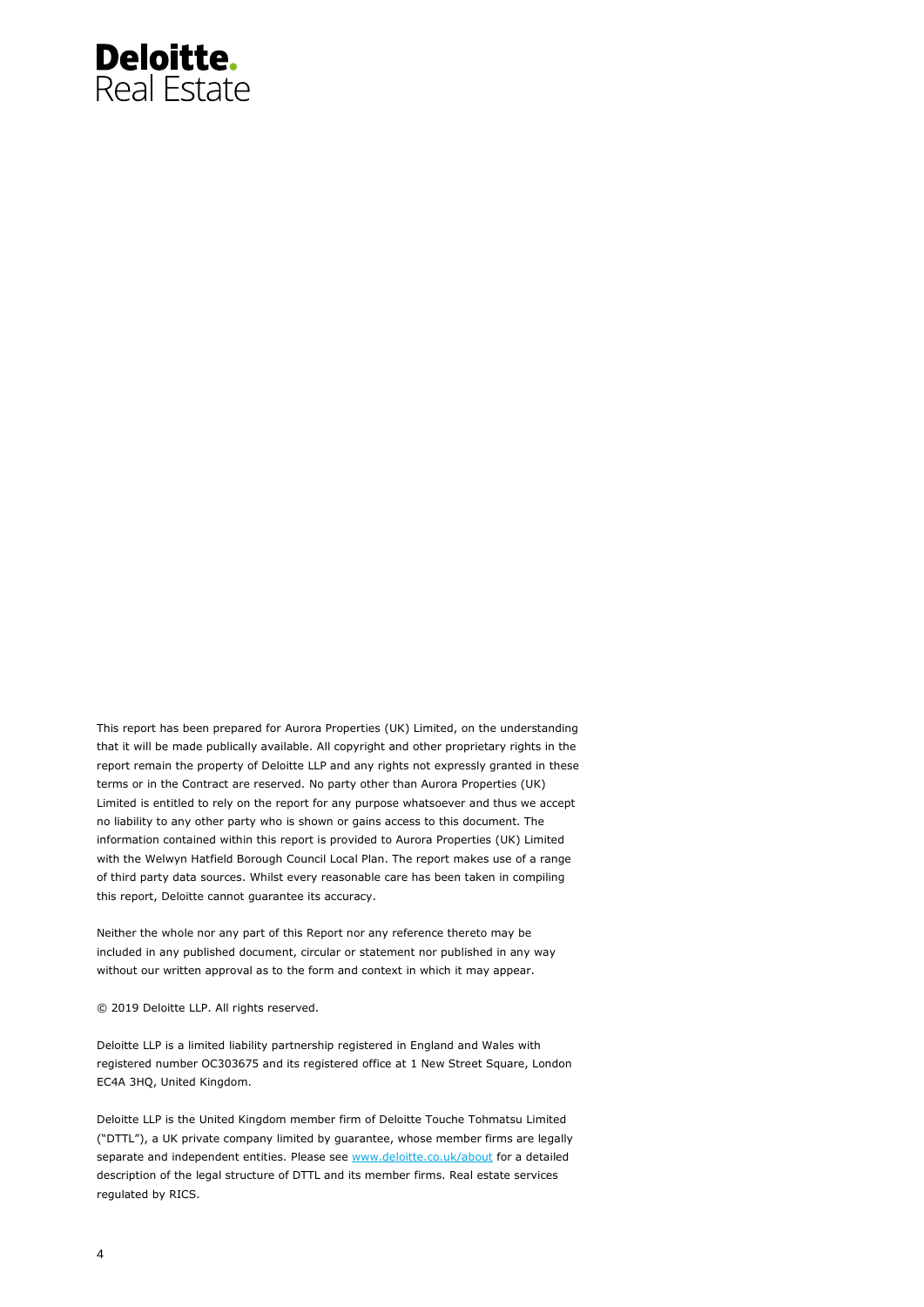# Deloitte.
Real Estate

This report has been prepared for Aurora Properties (UK) Limited, on the understanding that it will be made publically available. All copyright and other proprietary rights in the report remain the property of Deloitte LLP and any rights not expressly granted in these terms or in the Contract are reserved. No party other than Aurora Properties (UK) Limited is entitled to rely on the report for any purpose whatsoever and thus we accept no liability to any other party who is shown or gains access to this document. The information contained within this report is provided to Aurora Properties (UK) Limited with the Welwyn Hatfield Borough Council Local Plan. The report makes use of a range of third party data sources. Whilst every reasonable care has been taken in compiling this report, Deloitte cannot guarantee its accuracy.

Neither the whole nor any part of this Report nor any reference thereto may be included in any published document, circular or statement nor published in any way without our written approval as to the form and context in which it may appear.

© 2019 Deloitte LLP. All rights reserved.

Deloitte LLP is a limited liability partnership registered in England and Wales with registered number OC303675 and its registered office at 1 New Street Square, London EC4A 3HQ, United Kingdom.

Deloitte LLP is the United Kingdom member firm of Deloitte Touche Tohmatsu Limited ("DTTL"), a UK private company limited by guarantee, whose member firms are legally separate and independent entities. Please see www.deloitte.co.uk/about for a detailed description of the legal structure of DTTL and its member firms. Real estate services regulated by RICS.